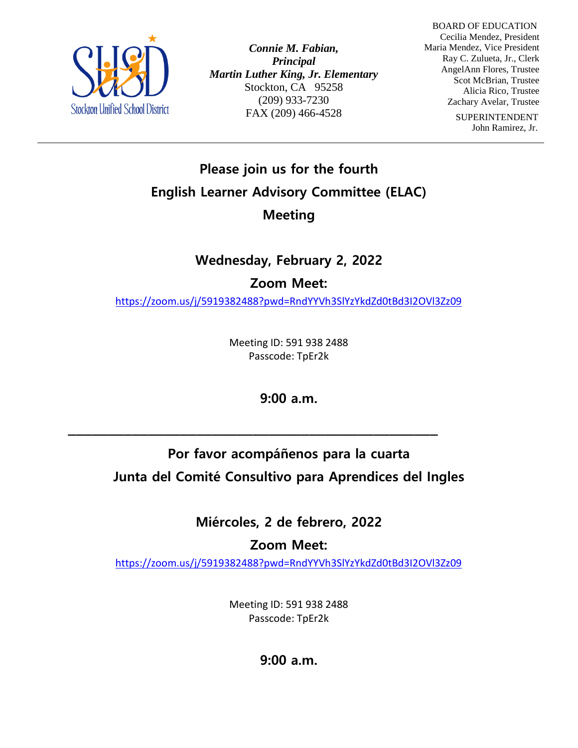Stockton Unified School District

*Connie M. Fabian,*
***Principal***
***Martin Luther King, Jr. Elementary***
Stockton, CA 95258
(209) 933-7230
FAX (209) 466-4528

BOARD OF EDUCATION
Cecilia Mendez, President
Maria Mendez, Vice President
Ray C. Zulueta, Jr., Clerk
AngelAnn Flores, Trustee
Scot McBrian, Trustee
Alicia Rico, Trustee
Zachary Avelar, Trustee

SUPERINTENDENT
John Ramirez, Jr.

---

## Please join us for the fourth English Learner Advisory Committee (ELAC) Meeting

### Wednesday, February 2, 2022

### Zoom Meet:

https://zoom.us/j/5919382488?pwd=RndYYVh3SlYzYkdZd0tBd3I2OVl3Zz09

Meeting ID: 591 938 2488
Passcode: TpEr2k

### 9:00 a.m.

---

## Por favor acompáñenos para la cuarta Junta del Comité Consultivo para Aprendices del Ingles

### Miércoles, 2 de febrero, 2022

### Zoom Meet:

https://zoom.us/j/5919382488?pwd=RndYYVh3SlYzYkdZd0tBd3I2OVl3Zz09

Meeting ID: 591 938 2488
Passcode: TpEr2k

### 9:00 a.m.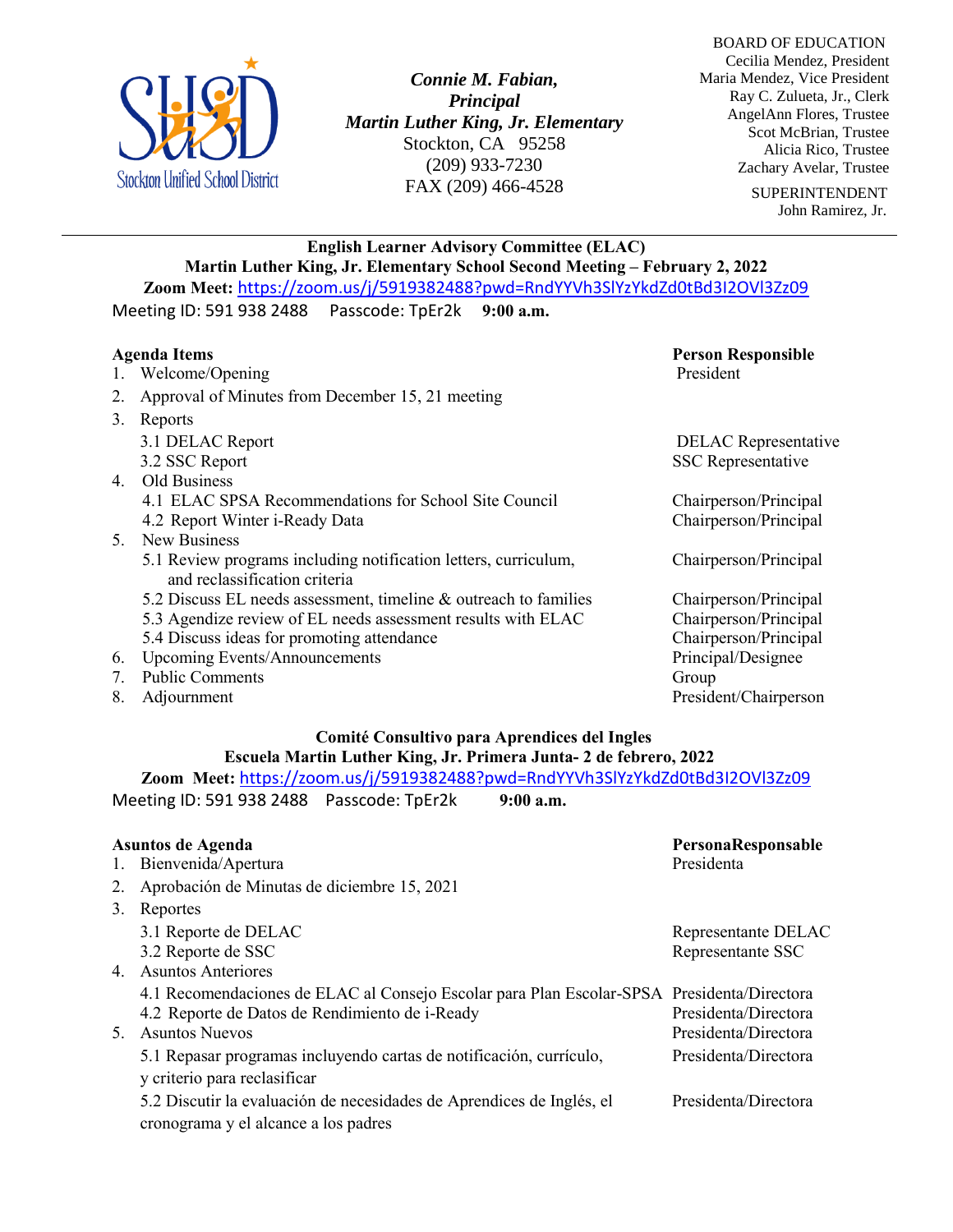**Connie M. Fabian,**
***Principal***
***Martin Luther King, Jr. Elementary***
Stockton, CA 95258
(209) 933-7230
FAX (209) 466-4528

BOARD OF EDUCATION
Cecilia Mendez, President
Maria Mendez, Vice President
Ray C. Zulueta, Jr., Clerk
AngelAnn Flores, Trustee
Scot McBrian, Trustee
Alicia Rico, Trustee
Zachary Avelar, Trustee

SUPERINTENDENT
John Ramirez, Jr.

---

**English Learner Advisory Committee (ELAC)**
**Martin Luther King, Jr. Elementary School Second Meeting – February 2, 2022**
**Zoom Meet:** https://zoom.us/j/5919382488?pwd=RndYYVh3SlYzYkdZd0tBd3I2OVl3Zz09
Meeting ID: 591 938 2488 Passcode: TpEr2k **9:00 a.m.**

| **Agenda Items** | **Person Responsible** |
|---|---|
| 1. Welcome/Opening | President |
| 2. Approval of Minutes from December 15, 21 meeting | |
| 3. Reports | |
| 3.1 DELAC Report | DELAC Representative |
| 3.2 SSC Report | SSC Representative |
| 4. Old Business | |
| 4.1 ELAC SPSA Recommendations for School Site Council | Chairperson/Principal |
| 4.2 Report Winter i-Ready Data | Chairperson/Principal |
| 5. New Business | |
| 5.1 Review programs including notification letters, curriculum, and reclassification criteria | Chairperson/Principal |
| 5.2 Discuss EL needs assessment, timeline & outreach to families | Chairperson/Principal |
| 5.3 Agendize review of EL needs assessment results with ELAC | Chairperson/Principal |
| 5.4 Discuss ideas for promoting attendance | Chairperson/Principal |
| 6. Upcoming Events/Announcements | Principal/Designee |
| 7. Public Comments | Group |
| 8. Adjournment | President/Chairperson |

**Comité Consultivo para Aprendices del Ingles**
**Escuela Martin Luther King, Jr. Primera Junta- 2 de febrero, 2022**
**Zoom Meet:** https://zoom.us/j/5919382488?pwd=RndYYVh3SlYzYkdZd0tBd3I2OVl3Zz09
Meeting ID: 591 938 2488 Passcode: TpEr2k **9:00 a.m.**

| **Asuntos de Agenda** | **PersonaResponsable** |
|---|---|
| 1. Bienvenida/Apertura | Presidenta |
| 2. Aprobación de Minutas de diciembre 15, 2021 | |
| 3. Reportes | |
| 3.1 Reporte de DELAC | Representante DELAC |
| 3.2 Reporte de SSC | Representante SSC |
| 4. Asuntos Anteriores | |
| 4.1 Recomendaciones de ELAC al Consejo Escolar para Plan Escolar-SPSA | Presidenta/Directora |
| 4.2 Reporte de Datos de Rendimiento de i-Ready | Presidenta/Directora |
| 5. Asuntos Nuevos | Presidenta/Directora |
| 5.1 Repasar programas incluyendo cartas de notificación, currículo, y criterio para reclasificar | Presidenta/Directora |
| 5.2 Discutir la evaluación de necesidades de Aprendices de Inglés, el cronograma y el alcance a los padres | Presidenta/Directora |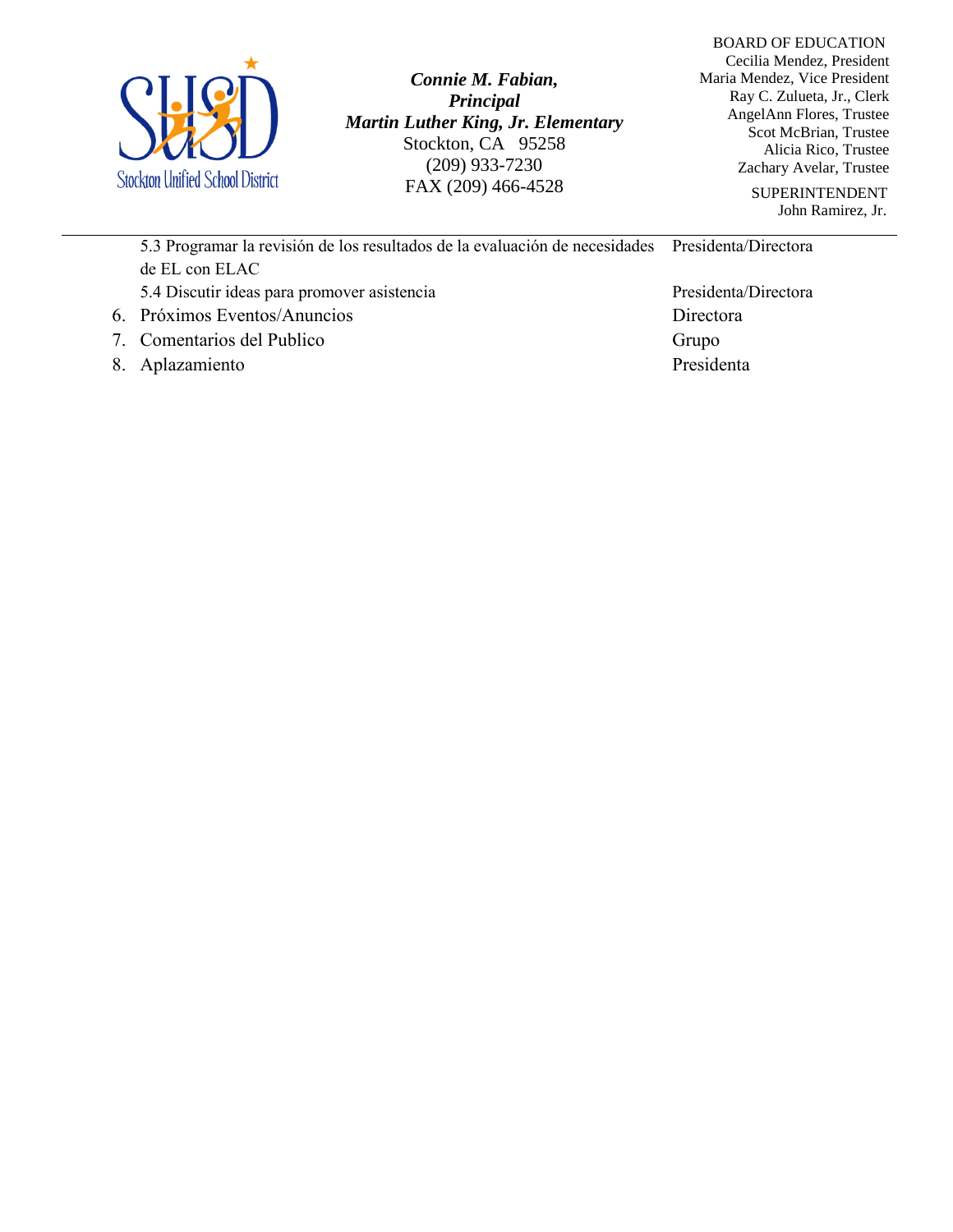Connie M. Fabian,
*Principal*
***Martin Luther King, Jr. Elementary***
Stockton, CA 95258
(209) 933-7230
FAX (209) 466-4528

BOARD OF EDUCATION
Cecilia Mendez, President
Maria Mendez, Vice President
Ray C. Zulueta, Jr., Clerk
AngelAnn Flores, Trustee
Scot McBrian, Trustee
Alicia Rico, Trustee
Zachary Avelar, Trustee

SUPERINTENDENT
John Ramirez, Jr.

---

| | |
|---|---|
| 5.3 Programar la revisión de los resultados de la evaluación de necesidades de EL con ELAC | Presidenta/Directora |
| 5.4 Discutir ideas para promover asistencia | Presidenta/Directora |
| 6. Próximos Eventos/Anuncios | Directora |
| 7. Comentarios del Publico | Grupo |
| 8. Aplazamiento | Presidenta |